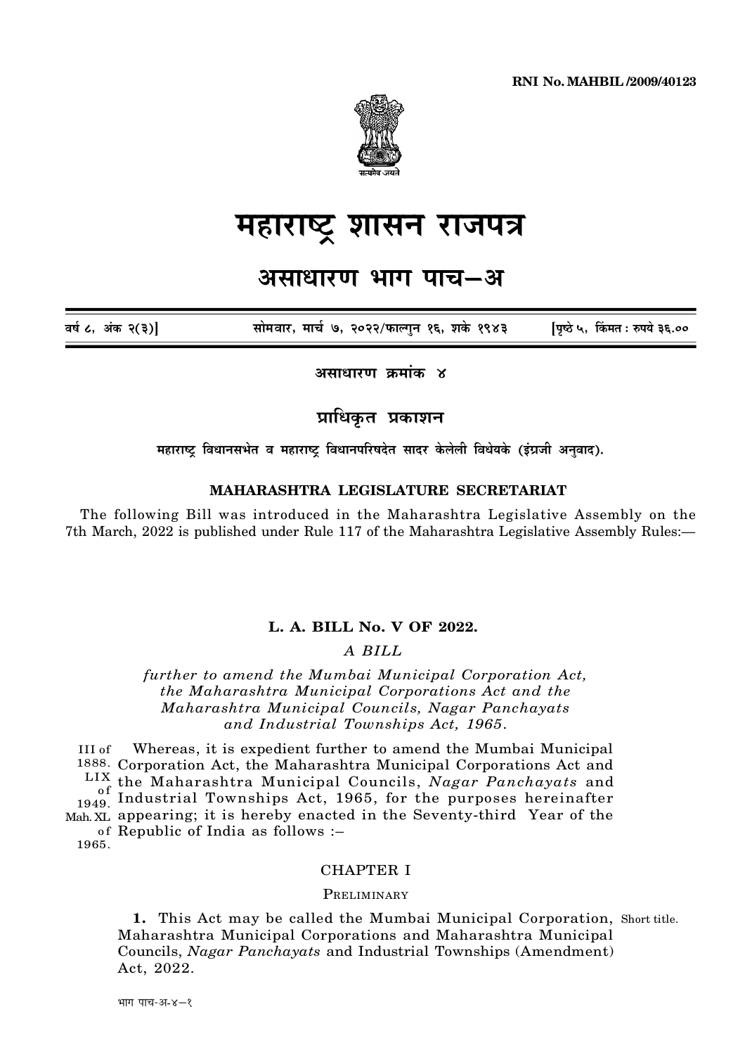RNI No. MAHBIL /2009/40123

# महाराष्ट्र शासन राजपत्र

## असाधारण भाग पाच—अ

वर्ष ८, अंक २(३)] सोमवार, मार्च ७, २०२२/फाल्गुन १६, शके १९४३ [पृष्ठे ५, किंमत : रुपये ३६.००

**असाधारण क्रमांक ४**

**प्राधिकृत प्रकाशन**

**महाराष्ट्र विधानसभेत व महाराष्ट्र विधानपरिषदेत सादर केलेली विधेयके (इंग्रजी अनुवाद).**

**MAHARASHTRA LEGISLATURE SECRETARIAT**

The following Bill was introduced in the Maharashtra Legislative Assembly on the 7th March, 2022 is published under Rule 117 of the Maharashtra Legislative Assembly Rules:—

**L. A. BILL No. V OF 2022.**

*A BILL*

*further to amend the Mumbai Municipal Corporation Act, the Maharashtra Municipal Corporations Act and the Maharashtra Municipal Councils, Nagar Panchayats and Industrial Townships Act, 1965.*

III of 1888. LIX of 1949. Mah. XL of 1965.

Whereas, it is expedient further to amend the Mumbai Municipal Corporation Act, the Maharashtra Municipal Corporations Act and the Maharashtra Municipal Councils, *Nagar Panchayats* and Industrial Townships Act, 1965, for the purposes hereinafter appearing; it is hereby enacted in the Seventy-third Year of the Republic of India as follows :–

CHAPTER I

PRELIMINARY

Short title.

**1.** This Act may be called the Mumbai Municipal Corporation, Maharashtra Municipal Corporations and Maharashtra Municipal Councils, *Nagar Panchayats* and Industrial Townships (Amendment) Act, 2022.

भाग पाच-अ-४—१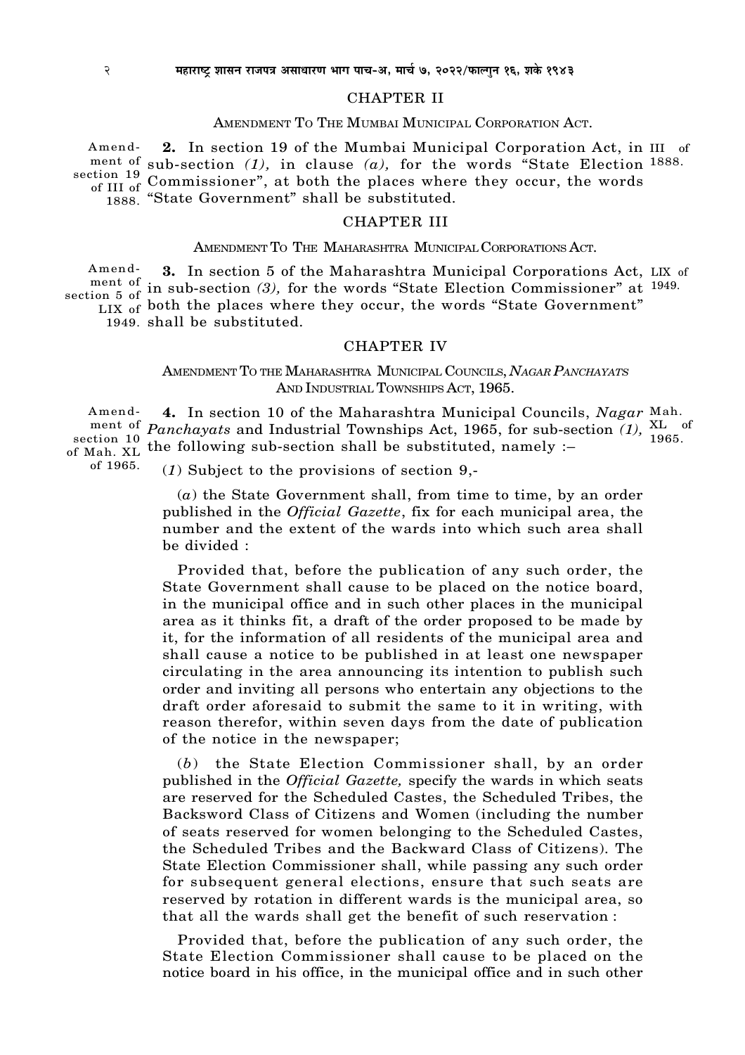## CHAPTER II

### AMENDMENT TO THE MUMBAI MUNICIPAL CORPORATION ACT.

Amendment of section 19 of III of 1888.

**2.** In section 19 of the Mumbai Municipal Corporation Act, in sub-section *(1)*, in clause *(a)*, for the words "State Election Commissioner", at both the places where they occur, the words "State Government" shall be substituted. III of 1888.

## CHAPTER III

### AMENDMENT TO THE MAHARASHTRA MUNICIPAL CORPORATIONS ACT.

Amendment of section 5 of LIX of 1949.

**3.** In section 5 of the Maharashtra Municipal Corporations Act, in sub-section *(3)*, for the words "State Election Commissioner" at both the places where they occur, the words "State Government" shall be substituted. LIX of 1949.

## CHAPTER IV

### AMENDMENT TO THE MAHARASHTRA MUNICIPAL COUNCILS, *NAGAR PANCHAYATS* AND INDUSTRIAL TOWNSHIPS ACT, 1965.

Amendment of section 10 of Mah. XL of 1965.

**4.** In section 10 of the Maharashtra Municipal Councils, *Nagar Panchayats* and Industrial Townships Act, 1965, for sub-section *(1)*, the following sub-section shall be substituted, namely :– Mah. XL of 1965.

(*1*) Subject to the provisions of section 9,-

(*a*) the State Government shall, from time to time, by an order published in the *Official Gazette*, fix for each municipal area, the number and the extent of the wards into which such area shall be divided :

Provided that, before the publication of any such order, the State Government shall cause to be placed on the notice board, in the municipal office and in such other places in the municipal area as it thinks fit, a draft of the order proposed to be made by it, for the information of all residents of the municipal area and shall cause a notice to be published in at least one newspaper circulating in the area announcing its intention to publish such order and inviting all persons who entertain any objections to the draft order aforesaid to submit the same to it in writing, with reason therefor, within seven days from the date of publication of the notice in the newspaper;

(*b*) the State Election Commissioner shall, by an order published in the *Official Gazette,* specify the wards in which seats are reserved for the Scheduled Castes, the Scheduled Tribes, the Backsword Class of Citizens and Women (including the number of seats reserved for women belonging to the Scheduled Castes, the Scheduled Tribes and the Backward Class of Citizens). The State Election Commissioner shall, while passing any such order for subsequent general elections, ensure that such seats are reserved by rotation in different wards is the municipal area, so that all the wards shall get the benefit of such reservation :

Provided that, before the publication of any such order, the State Election Commissioner shall cause to be placed on the notice board in his office, in the municipal office and in such other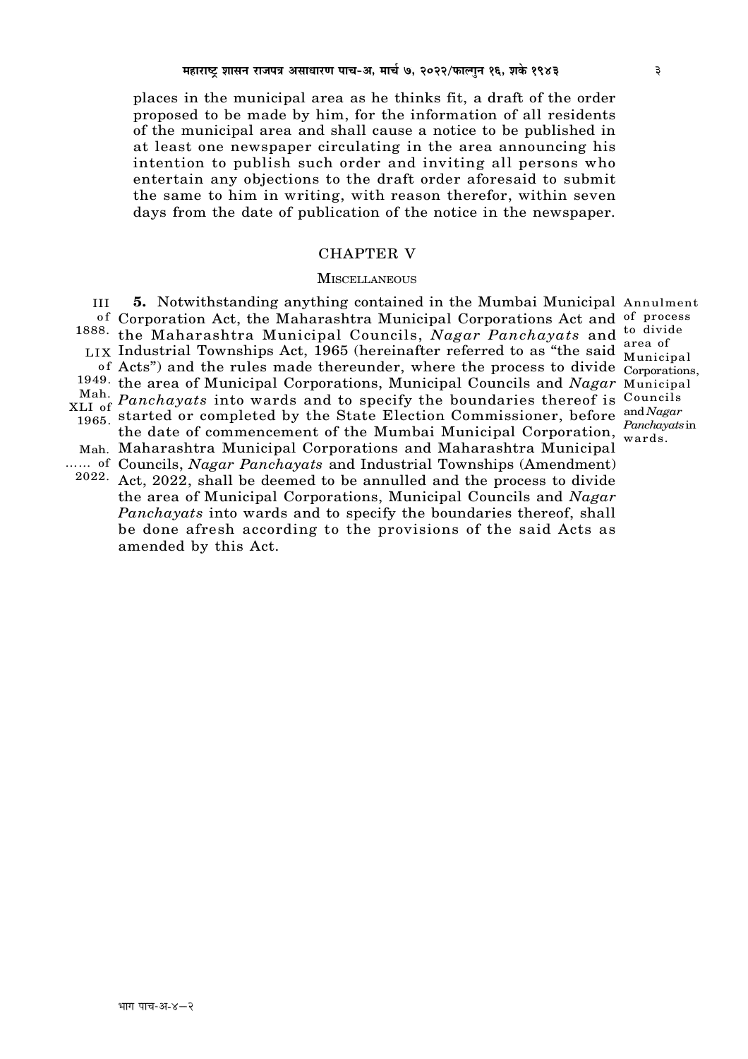places in the municipal area as he thinks fit, a draft of the order proposed to be made by him, for the information of all residents of the municipal area and shall cause a notice to be published in at least one newspaper circulating in the area announcing his intention to publish such order and inviting all persons who entertain any objections to the draft order aforesaid to submit the same to him in writing, with reason therefor, within seven days from the date of publication of the notice in the newspaper.

## CHAPTER V

### MISCELLANEOUS

Annulment of process to divide area of Municipal Corporations, Municipal Councils and *Nagar Panchayats* in wards.

III of 1888. LIX of 1949. Mah. XLI of 1965. Mah. …… of 2022.

**5.** Notwithstanding anything contained in the Mumbai Municipal Corporation Act, the Maharashtra Municipal Corporations Act and the Maharashtra Municipal Councils, *Nagar Panchayats* and Industrial Townships Act, 1965 (hereinafter referred to as "the said Acts") and the rules made thereunder, where the process to divide the area of Municipal Corporations, Municipal Councils and *Nagar Panchayats* into wards and to specify the boundaries thereof is started or completed by the State Election Commissioner, before the date of commencement of the Mumbai Municipal Corporation, Maharashtra Municipal Corporations and Maharashtra Municipal Councils, *Nagar Panchayats* and Industrial Townships (Amendment) Act, 2022, shall be deemed to be annulled and the process to divide the area of Municipal Corporations, Municipal Councils and *Nagar Panchayats* into wards and to specify the boundaries thereof, shall be done afresh according to the provisions of the said Acts as amended by this Act.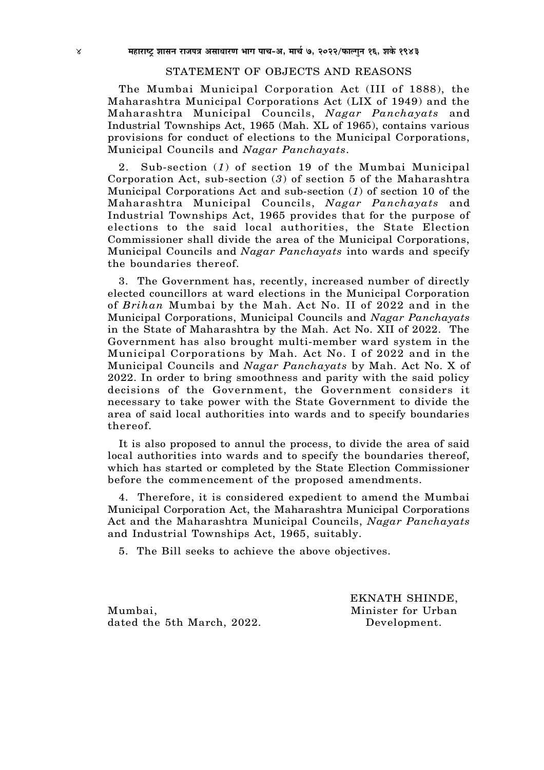## STATEMENT OF OBJECTS AND REASONS

The Mumbai Municipal Corporation Act (III of 1888), the Maharashtra Municipal Corporations Act (LIX of 1949) and the Maharashtra Municipal Councils, *Nagar Panchayats* and Industrial Townships Act, 1965 (Mah. XL of 1965), contains various provisions for conduct of elections to the Municipal Corporations, Municipal Councils and *Nagar Panchayats*.

2. Sub-section (*1*) of section 19 of the Mumbai Municipal Corporation Act, sub-section (*3*) of section 5 of the Maharashtra Municipal Corporations Act and sub-section (*1*) of section 10 of the Maharashtra Municipal Councils, *Nagar Panchayats* and Industrial Townships Act, 1965 provides that for the purpose of elections to the said local authorities, the State Election Commissioner shall divide the area of the Municipal Corporations, Municipal Councils and *Nagar Panchayats* into wards and specify the boundaries thereof.

3. The Government has, recently, increased number of directly elected councillors at ward elections in the Municipal Corporation of *Brihan* Mumbai by the Mah. Act No. II of 2022 and in the Municipal Corporations, Municipal Councils and *Nagar Panchayats* in the State of Maharashtra by the Mah. Act No. XII of 2022. The Government has also brought multi-member ward system in the Municipal Corporations by Mah. Act No. I of 2022 and in the Municipal Councils and *Nagar Panchayats* by Mah. Act No. X of 2022. In order to bring smoothness and parity with the said policy decisions of the Government, the Government considers it necessary to take power with the State Government to divide the area of said local authorities into wards and to specify boundaries thereof.

It is also proposed to annul the process, to divide the area of said local authorities into wards and to specify the boundaries thereof, which has started or completed by the State Election Commissioner before the commencement of the proposed amendments.

4. Therefore, it is considered expedient to amend the Mumbai Municipal Corporation Act, the Maharashtra Municipal Corporations Act and the Maharashtra Municipal Councils, *Nagar Panchayats* and Industrial Townships Act, 1965, suitably.

5. The Bill seeks to achieve the above objectives.

Mumbai,
dated the 5th March, 2022.

EKNATH SHINDE,
Minister for Urban
Development.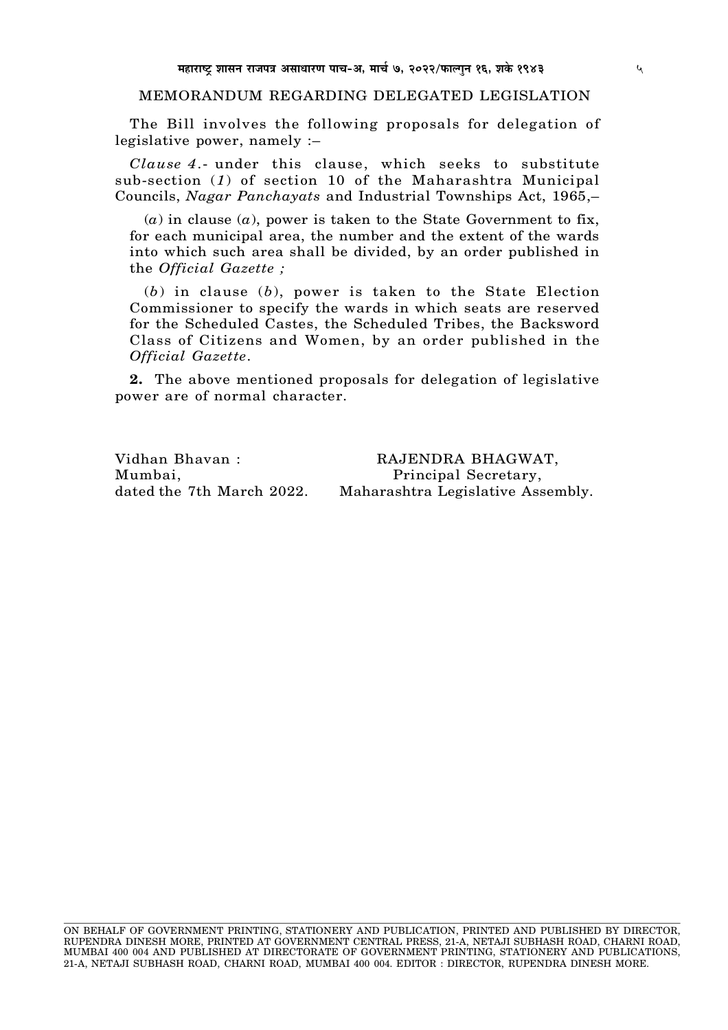## MEMORANDUM REGARDING DELEGATED LEGISLATION

The Bill involves the following proposals for delegation of legislative power, namely :–

*Clause 4*.- under this clause, which seeks to substitute sub-section (*1*) of section 10 of the Maharashtra Municipal Councils, *Nagar Panchayats* and Industrial Townships Act, 1965,–

(*a*) in clause (*a*), power is taken to the State Government to fix, for each municipal area, the number and the extent of the wards into which such area shall be divided, by an order published in the *Official Gazette ;*

(*b*) in clause (*b*), power is taken to the State Election Commissioner to specify the wards in which seats are reserved for the Scheduled Castes, the Scheduled Tribes, the Backsword Class of Citizens and Women, by an order published in the *Official Gazette*.

**2.** The above mentioned proposals for delegation of legislative power are of normal character.

Vidhan Bhavan :
Mumbai,
dated the 7th March 2022.

RAJENDRA BHAGWAT,
Principal Secretary,
Maharashtra Legislative Assembly.

---

ON BEHALF OF GOVERNMENT PRINTING, STATIONERY AND PUBLICATION, PRINTED AND PUBLISHED BY DIRECTOR, RUPENDRA DINESH MORE, PRINTED AT GOVERNMENT CENTRAL PRESS, 21-A, NETAJI SUBHASH ROAD, CHARNI ROAD, MUMBAI 400 004 AND PUBLISHED AT DIRECTORATE OF GOVERNMENT PRINTING, STATIONERY AND PUBLICATIONS, 21-A, NETAJI SUBHASH ROAD, CHARNI ROAD, MUMBAI 400 004. EDITOR : DIRECTOR, RUPENDRA DINESH MORE.